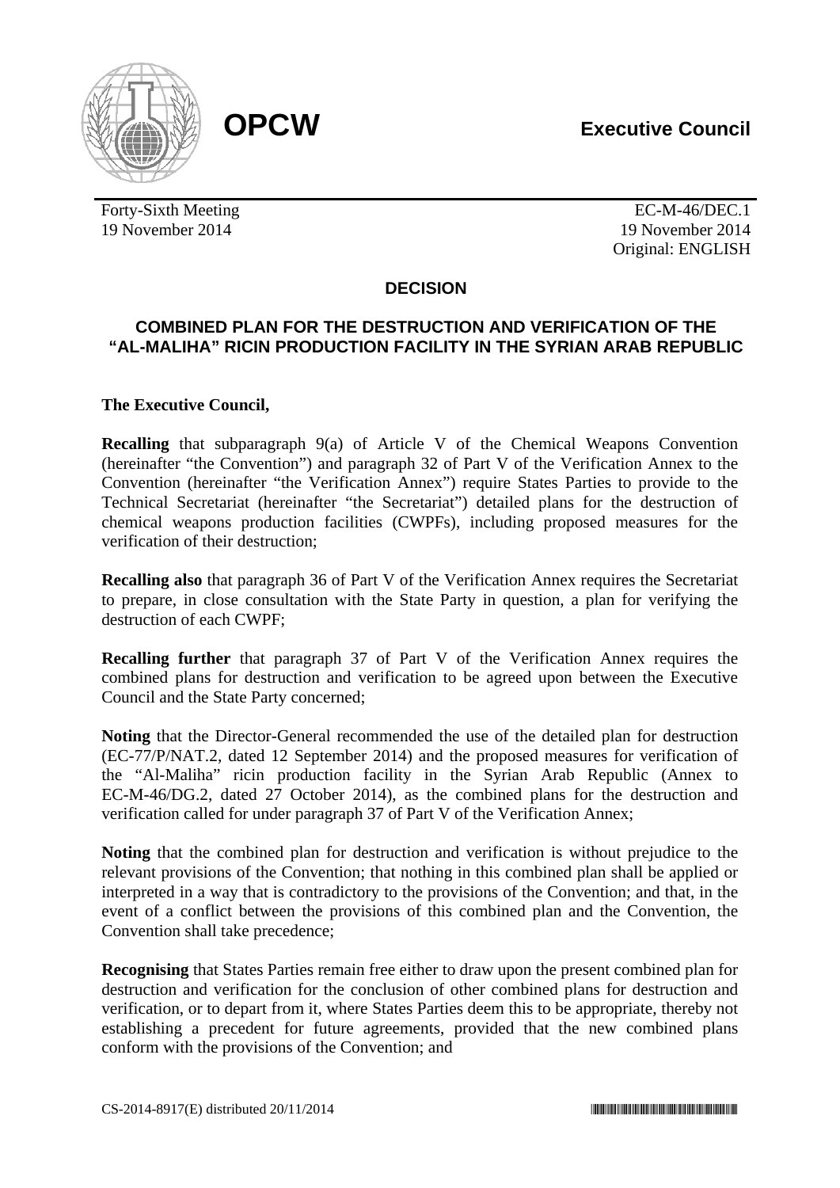**OPCW** **Executive Council**

Forty-Sixth Meeting
19 November 2014

EC-M-46/DEC.1
19 November 2014
Original: ENGLISH

## DECISION

## COMBINED PLAN FOR THE DESTRUCTION AND VERIFICATION OF THE "AL-MALIHA" RICIN PRODUCTION FACILITY IN THE SYRIAN ARAB REPUBLIC

**The Executive Council,**

**Recalling** that subparagraph 9(a) of Article V of the Chemical Weapons Convention (hereinafter "the Convention") and paragraph 32 of Part V of the Verification Annex to the Convention (hereinafter "the Verification Annex") require States Parties to provide to the Technical Secretariat (hereinafter "the Secretariat") detailed plans for the destruction of chemical weapons production facilities (CWPFs), including proposed measures for the verification of their destruction;

**Recalling also** that paragraph 36 of Part V of the Verification Annex requires the Secretariat to prepare, in close consultation with the State Party in question, a plan for verifying the destruction of each CWPF;

**Recalling further** that paragraph 37 of Part V of the Verification Annex requires the combined plans for destruction and verification to be agreed upon between the Executive Council and the State Party concerned;

**Noting** that the Director-General recommended the use of the detailed plan for destruction (EC-77/P/NAT.2, dated 12 September 2014) and the proposed measures for verification of the "Al-Maliha" ricin production facility in the Syrian Arab Republic (Annex to EC-M-46/DG.2, dated 27 October 2014), as the combined plans for the destruction and verification called for under paragraph 37 of Part V of the Verification Annex;

**Noting** that the combined plan for destruction and verification is without prejudice to the relevant provisions of the Convention; that nothing in this combined plan shall be applied or interpreted in a way that is contradictory to the provisions of the Convention; and that, in the event of a conflict between the provisions of this combined plan and the Convention, the Convention shall take precedence;

**Recognising** that States Parties remain free either to draw upon the present combined plan for destruction and verification for the conclusion of other combined plans for destruction and verification, or to depart from it, where States Parties deem this to be appropriate, thereby not establishing a precedent for future agreements, provided that the new combined plans conform with the provisions of the Convention; and

CS-2014-8917(E) distributed 20/11/2014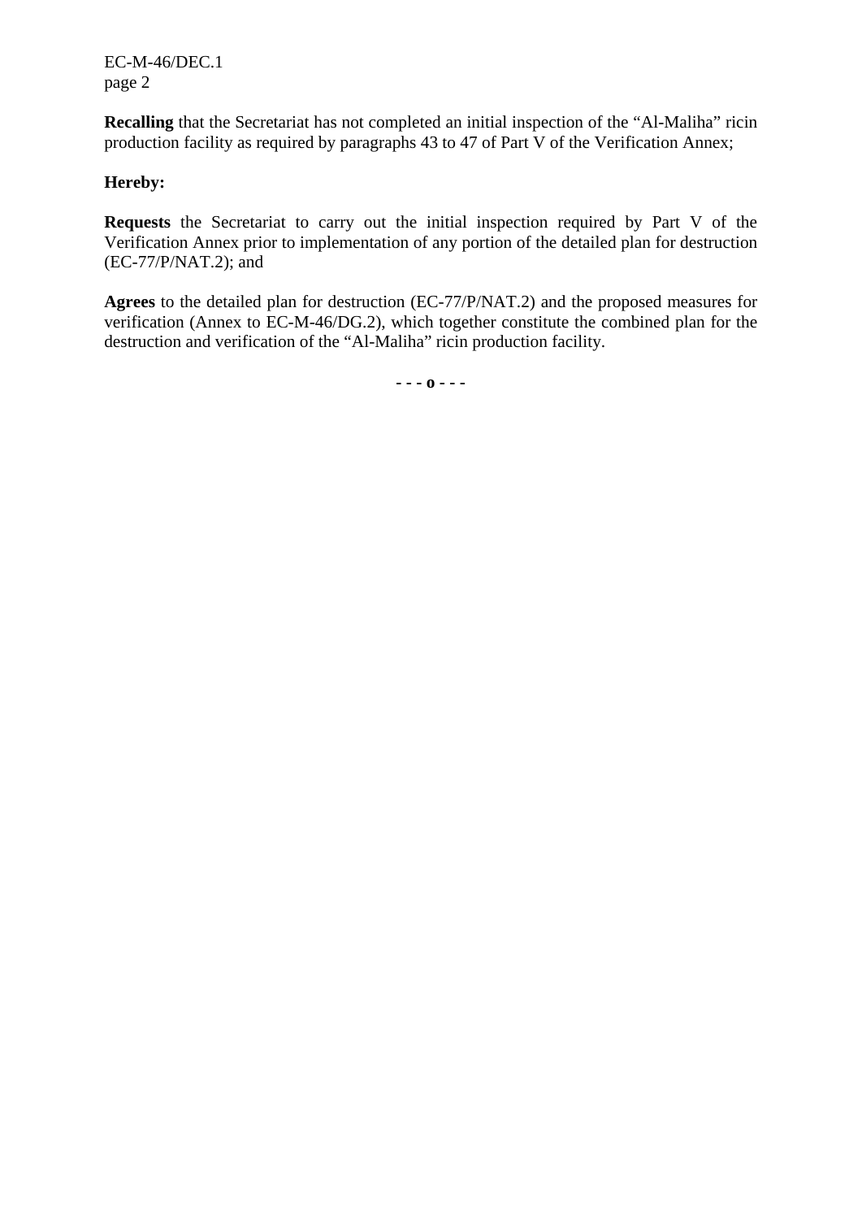**Recalling** that the Secretariat has not completed an initial inspection of the "Al-Maliha" ricin production facility as required by paragraphs 43 to 47 of Part V of the Verification Annex;

**Hereby:**

**Requests** the Secretariat to carry out the initial inspection required by Part V of the Verification Annex prior to implementation of any portion of the detailed plan for destruction (EC-77/P/NAT.2); and

**Agrees** to the detailed plan for destruction (EC-77/P/NAT.2) and the proposed measures for verification (Annex to EC-M-46/DG.2), which together constitute the combined plan for the destruction and verification of the "Al-Maliha" ricin production facility.

**- - - o - - -**